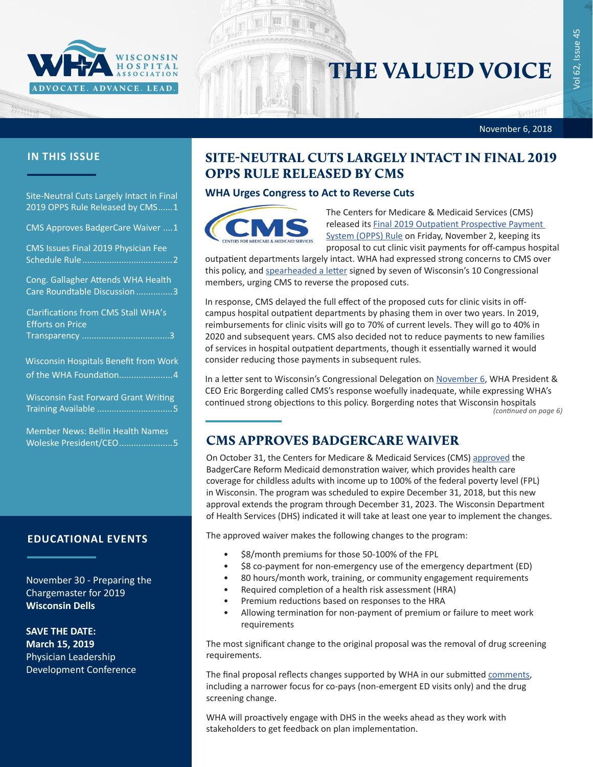# THE VALUED VOICE

November 6, 2018

## IN THIS ISSUE

- Site-Neutral Cuts Largely Intact in Final 2019 OPPS Rule Released by CMS......1
- CMS Approves BadgerCare Waiver ....1
- CMS Issues Final 2019 Physician Fee Schedule Rule....................................2
- Cong. Gallagher Attends WHA Health Care Roundtable Discussion ...............3
- Clarifications from CMS Stall WHA's Efforts on Price Transparency ...................................3
- Wisconsin Hospitals Benefit from Work of the WHA Foundation.....................4
- Wisconsin Fast Forward Grant Writing Training Available ..............................5
- Member News: Bellin Health Names Woleske President/CEO.....................5

## EDUCATIONAL EVENTS

November 30 - Preparing the Chargemaster for 2019
**Wisconsin Dells**

**SAVE THE DATE:**
**March 15, 2019**
Physician Leadership Development Conference

# SITE-NEUTRAL CUTS LARGELY INTACT IN FINAL 2019 OPPS RULE RELEASED BY CMS

### WHA Urges Congress to Act to Reverse Cuts

The Centers for Medicare & Medicaid Services (CMS) released its Final 2019 Outpatient Prospective Payment System (OPPS) Rule on Friday, November 2, keeping its proposal to cut clinic visit payments for off-campus hospital outpatient departments largely intact. WHA had expressed strong concerns to CMS over this policy, and spearheaded a letter signed by seven of Wisconsin's 10 Congressional members, urging CMS to reverse the proposed cuts.

In response, CMS delayed the full effect of the proposed cuts for clinic visits in off-campus hospital outpatient departments by phasing them in over two years. In 2019, reimbursements for clinic visits will go to 70% of current levels. They will go to 40% in 2020 and subsequent years. CMS also decided not to reduce payments to new families of services in hospital outpatient departments, though it essentially warned it would consider reducing those payments in subsequent rules.

In a letter sent to Wisconsin's Congressional Delegation on November 6, WHA President & CEO Eric Borgerding called CMS's response woefully inadequate, while expressing WHA's continued strong objections to this policy. Borgerding notes that Wisconsin hospitals

*(continued on page 6)*

# CMS APPROVES BADGERCARE WAIVER

On October 31, the Centers for Medicare & Medicaid Services (CMS) approved the BadgerCare Reform Medicaid demonstration waiver, which provides health care coverage for childless adults with income up to 100% of the federal poverty level (FPL) in Wisconsin. The program was scheduled to expire December 31, 2018, but this new approval extends the program through December 31, 2023. The Wisconsin Department of Health Services (DHS) indicated it will take at least one year to implement the changes.

The approved waiver makes the following changes to the program:

- $8/month premiums for those 50-100% of the FPL
- $8 co-payment for non-emergency use of the emergency department (ED)
- 80 hours/month work, training, or community engagement requirements
- Required completion of a health risk assessment (HRA)
- Premium reductions based on responses to the HRA
- Allowing termination for non-payment of premium or failure to meet work requirements

The most significant change to the original proposal was the removal of drug screening requirements.

The final proposal reflects changes supported by WHA in our submitted comments, including a narrower focus for co-pays (non-emergent ED visits only) and the drug screening change.

WHA will proactively engage with DHS in the weeks ahead as they work with stakeholders to get feedback on plan implementation.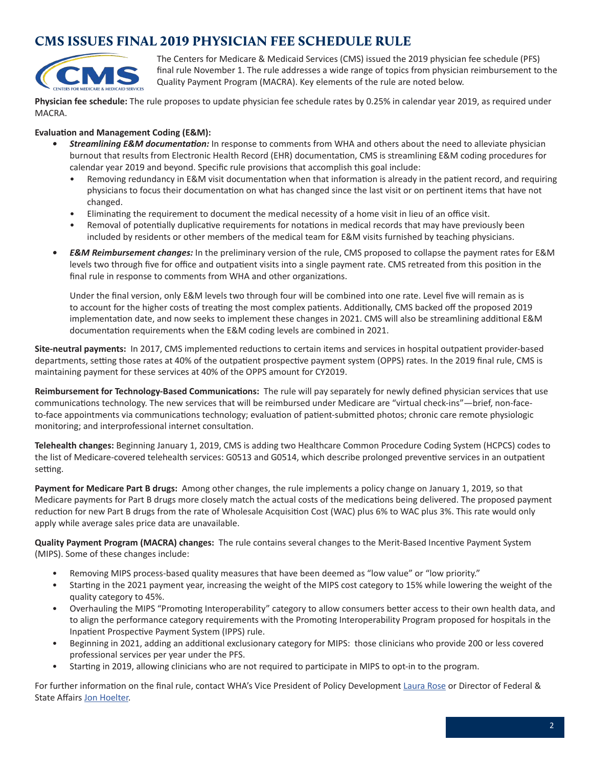# CMS ISSUES FINAL 2019 PHYSICIAN FEE SCHEDULE RULE

The Centers for Medicare & Medicaid Services (CMS) issued the 2019 physician fee schedule (PFS) final rule November 1. The rule addresses a wide range of topics from physician reimbursement to the Quality Payment Program (MACRA). Key elements of the rule are noted below.

**Physician fee schedule:** The rule proposes to update physician fee schedule rates by 0.25% in calendar year 2019, as required under MACRA.

**Evaluation and Management Coding (E&M):**

- ***Streamlining E&M documentation:*** In response to comments from WHA and others about the need to alleviate physician burnout that results from Electronic Health Record (EHR) documentation, CMS is streamlining E&M coding procedures for calendar year 2019 and beyond. Specific rule provisions that accomplish this goal include:
    - Removing redundancy in E&M visit documentation when that information is already in the patient record, and requiring physicians to focus their documentation on what has changed since the last visit or on pertinent items that have not changed.
    - Eliminating the requirement to document the medical necessity of a home visit in lieu of an office visit.
    - Removal of potentially duplicative requirements for notations in medical records that may have previously been included by residents or other members of the medical team for E&M visits furnished by teaching physicians.
- ***E&M Reimbursement changes:*** In the preliminary version of the rule, CMS proposed to collapse the payment rates for E&M levels two through five for office and outpatient visits into a single payment rate. CMS retreated from this position in the final rule in response to comments from WHA and other organizations.

  Under the final version, only E&M levels two through four will be combined into one rate. Level five will remain as is to account for the higher costs of treating the most complex patients. Additionally, CMS backed off the proposed 2019 implementation date, and now seeks to implement these changes in 2021. CMS will also be streamlining additional E&M documentation requirements when the E&M coding levels are combined in 2021.

**Site-neutral payments:** In 2017, CMS implemented reductions to certain items and services in hospital outpatient provider-based departments, setting those rates at 40% of the outpatient prospective payment system (OPPS) rates. In the 2019 final rule, CMS is maintaining payment for these services at 40% of the OPPS amount for CY2019.

**Reimbursement for Technology-Based Communications:** The rule will pay separately for newly defined physician services that use communications technology. The new services that will be reimbursed under Medicare are "virtual check-ins"—brief, non-face-to-face appointments via communications technology; evaluation of patient-submitted photos; chronic care remote physiologic monitoring; and interprofessional internet consultation.

**Telehealth changes:** Beginning January 1, 2019, CMS is adding two Healthcare Common Procedure Coding System (HCPCS) codes to the list of Medicare-covered telehealth services: G0513 and G0514, which describe prolonged preventive services in an outpatient setting.

**Payment for Medicare Part B drugs:** Among other changes, the rule implements a policy change on January 1, 2019, so that Medicare payments for Part B drugs more closely match the actual costs of the medications being delivered. The proposed payment reduction for new Part B drugs from the rate of Wholesale Acquisition Cost (WAC) plus 6% to WAC plus 3%. This rate would only apply while average sales price data are unavailable.

**Quality Payment Program (MACRA) changes:** The rule contains several changes to the Merit-Based Incentive Payment System (MIPS). Some of these changes include:

- Removing MIPS process-based quality measures that have been deemed as "low value" or "low priority."
- Starting in the 2021 payment year, increasing the weight of the MIPS cost category to 15% while lowering the weight of the quality category to 45%.
- Overhauling the MIPS "Promoting Interoperability" category to allow consumers better access to their own health data, and to align the performance category requirements with the Promoting Interoperability Program proposed for hospitals in the Inpatient Prospective Payment System (IPPS) rule.
- Beginning in 2021, adding an additional exclusionary category for MIPS: those clinicians who provide 200 or less covered professional services per year under the PFS.
- Starting in 2019, allowing clinicians who are not required to participate in MIPS to opt-in to the program.

For further information on the final rule, contact WHA's Vice President of Policy Development Laura Rose or Director of Federal & State Affairs Jon Hoelter.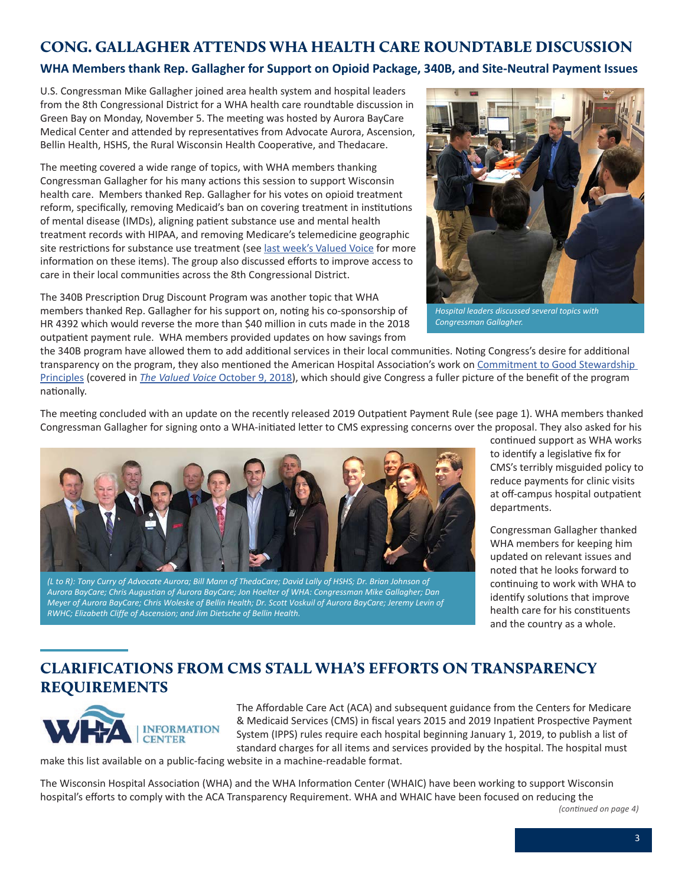# CONG. GALLAGHER ATTENDS WHA HEALTH CARE ROUNDTABLE DISCUSSION

## WHA Members thank Rep. Gallagher for Support on Opioid Package, 340B, and Site-Neutral Payment Issues

U.S. Congressman Mike Gallagher joined area health system and hospital leaders from the 8th Congressional District for a WHA health care roundtable discussion in Green Bay on Monday, November 5. The meeting was hosted by Aurora BayCare Medical Center and attended by representatives from Advocate Aurora, Ascension, Bellin Health, HSHS, the Rural Wisconsin Health Cooperative, and Thedacare.

The meeting covered a wide range of topics, with WHA members thanking Congressman Gallagher for his many actions this session to support Wisconsin health care. Members thanked Rep. Gallagher for his votes on opioid treatment reform, specifically, removing Medicaid's ban on covering treatment in institutions of mental disease (IMDs), aligning patient substance use and mental health treatment records with HIPAA, and removing Medicare's telemedicine geographic site restrictions for substance use treatment (see last week's Valued Voice for more information on these items). The group also discussed efforts to improve access to care in their local communities across the 8th Congressional District.

*Hospital leaders discussed several topics with Congressman Gallagher.*

The 340B Prescription Drug Discount Program was another topic that WHA members thanked Rep. Gallagher for his support on, noting his co-sponsorship of HR 4392 which would reverse the more than $40 million in cuts made in the 2018 outpatient payment rule. WHA members provided updates on how savings from the 340B program have allowed them to add additional services in their local communities. Noting Congress's desire for additional transparency on the program, they also mentioned the American Hospital Association's work on Commitment to Good Stewardship Principles (covered in *The Valued Voice* October 9, 2018), which should give Congress a fuller picture of the benefit of the program nationally.

The meeting concluded with an update on the recently released 2019 Outpatient Payment Rule (see page 1). WHA members thanked Congressman Gallagher for signing onto a WHA-initiated letter to CMS expressing concerns over the proposal. They also asked for his continued support as WHA works to identify a legislative fix for CMS's terribly misguided policy to reduce payments for clinic visits at off-campus hospital outpatient departments.

*(L to R): Tony Curry of Advocate Aurora; Bill Mann of ThedaCare; David Lally of HSHS; Dr. Brian Johnson of Aurora BayCare; Chris Augustian of Aurora BayCare; Jon Hoelter of WHA: Congressman Mike Gallagher; Dan Meyer of Aurora BayCare; Chris Woleske of Bellin Health; Dr. Scott Voskuil of Aurora BayCare; Jeremy Levin of RWHC; Elizabeth Cliffe of Ascension; and Jim Dietsche of Bellin Health.*

Congressman Gallagher thanked WHA members for keeping him updated on relevant issues and noted that he looks forward to continuing to work with WHA to identify solutions that improve health care for his constituents and the country as a whole.

# CLARIFICATIONS FROM CMS STALL WHA'S EFFORTS ON TRANSPARENCY REQUIREMENTS

The Affordable Care Act (ACA) and subsequent guidance from the Centers for Medicare & Medicaid Services (CMS) in fiscal years 2015 and 2019 Inpatient Prospective Payment System (IPPS) rules require each hospital beginning January 1, 2019, to publish a list of standard charges for all items and services provided by the hospital. The hospital must make this list available on a public-facing website in a machine-readable format.

The Wisconsin Hospital Association (WHA) and the WHA Information Center (WHAIC) have been working to support Wisconsin hospital's efforts to comply with the ACA Transparency Requirement. WHA and WHAIC have been focused on reducing the

*(continued on page 4)*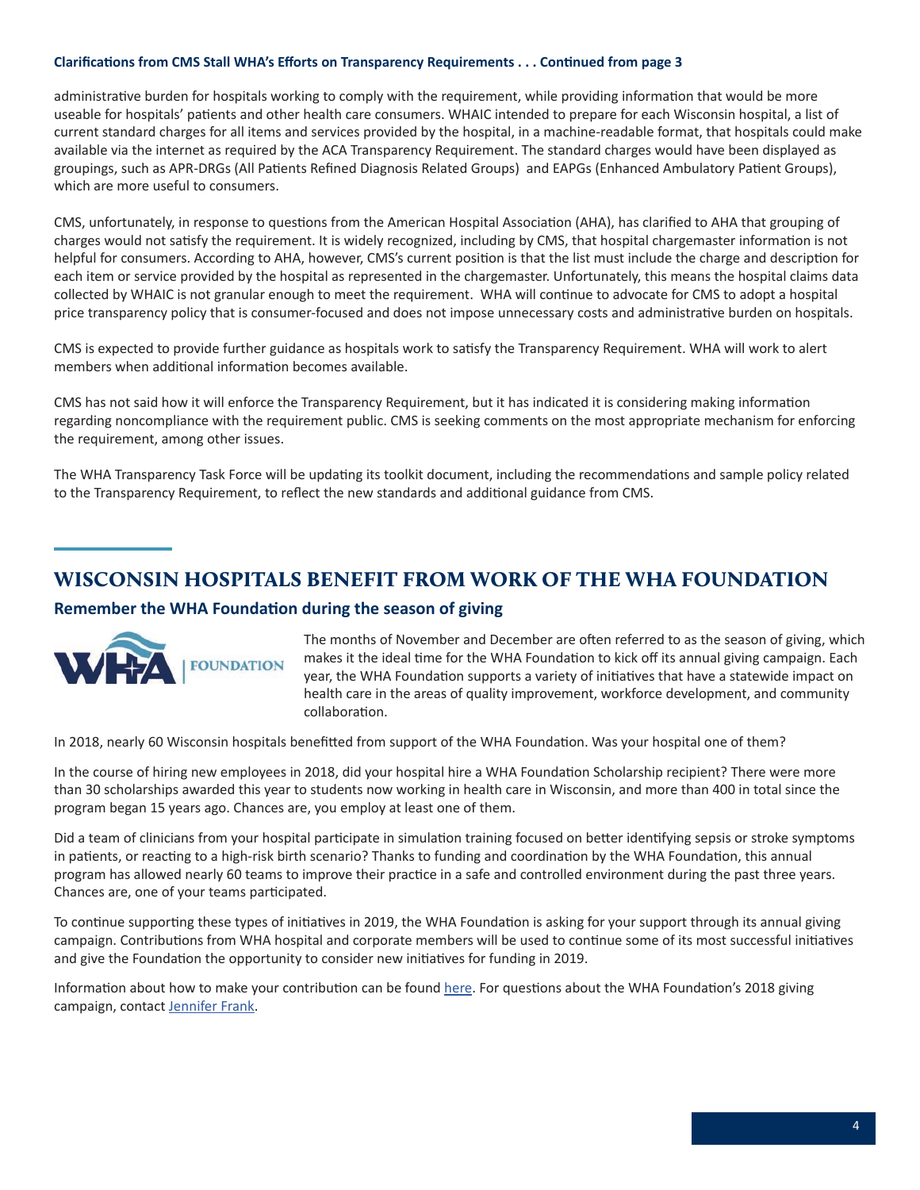**Clarifications from CMS Stall WHA's Efforts on Transparency Requirements . . . Continued from page 3**

administrative burden for hospitals working to comply with the requirement, while providing information that would be more useable for hospitals' patients and other health care consumers. WHAIC intended to prepare for each Wisconsin hospital, a list of current standard charges for all items and services provided by the hospital, in a machine-readable format, that hospitals could make available via the internet as required by the ACA Transparency Requirement. The standard charges would have been displayed as groupings, such as APR-DRGs (All Patients Refined Diagnosis Related Groups) and EAPGs (Enhanced Ambulatory Patient Groups), which are more useful to consumers.

CMS, unfortunately, in response to questions from the American Hospital Association (AHA), has clarified to AHA that grouping of charges would not satisfy the requirement. It is widely recognized, including by CMS, that hospital chargemaster information is not helpful for consumers. According to AHA, however, CMS's current position is that the list must include the charge and description for each item or service provided by the hospital as represented in the chargemaster. Unfortunately, this means the hospital claims data collected by WHAIC is not granular enough to meet the requirement. WHA will continue to advocate for CMS to adopt a hospital price transparency policy that is consumer-focused and does not impose unnecessary costs and administrative burden on hospitals.

CMS is expected to provide further guidance as hospitals work to satisfy the Transparency Requirement. WHA will work to alert members when additional information becomes available.

CMS has not said how it will enforce the Transparency Requirement, but it has indicated it is considering making information regarding noncompliance with the requirement public. CMS is seeking comments on the most appropriate mechanism for enforcing the requirement, among other issues.

The WHA Transparency Task Force will be updating its toolkit document, including the recommendations and sample policy related to the Transparency Requirement, to reflect the new standards and additional guidance from CMS.

## WISCONSIN HOSPITALS BENEFIT FROM WORK OF THE WHA FOUNDATION

### Remember the WHA Foundation during the season of giving

The months of November and December are often referred to as the season of giving, which makes it the ideal time for the WHA Foundation to kick off its annual giving campaign. Each year, the WHA Foundation supports a variety of initiatives that have a statewide impact on health care in the areas of quality improvement, workforce development, and community collaboration.

In 2018, nearly 60 Wisconsin hospitals benefitted from support of the WHA Foundation. Was your hospital one of them?

In the course of hiring new employees in 2018, did your hospital hire a WHA Foundation Scholarship recipient? There were more than 30 scholarships awarded this year to students now working in health care in Wisconsin, and more than 400 in total since the program began 15 years ago. Chances are, you employ at least one of them.

Did a team of clinicians from your hospital participate in simulation training focused on better identifying sepsis or stroke symptoms in patients, or reacting to a high-risk birth scenario? Thanks to funding and coordination by the WHA Foundation, this annual program has allowed nearly 60 teams to improve their practice in a safe and controlled environment during the past three years. Chances are, one of your teams participated.

To continue supporting these types of initiatives in 2019, the WHA Foundation is asking for your support through its annual giving campaign. Contributions from WHA hospital and corporate members will be used to continue some of its most successful initiatives and give the Foundation the opportunity to consider new initiatives for funding in 2019.

Information about how to make your contribution can be found here. For questions about the WHA Foundation's 2018 giving campaign, contact Jennifer Frank.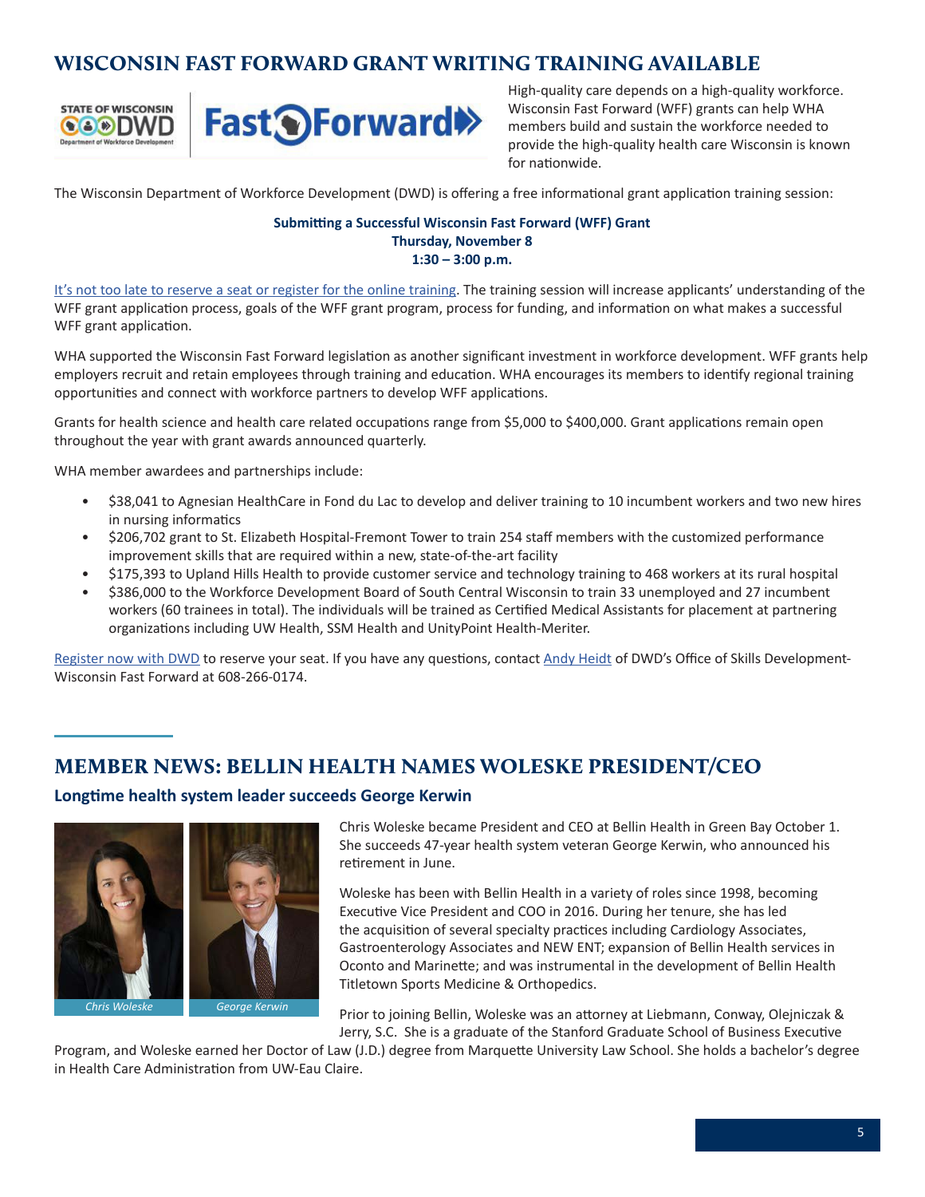## WISCONSIN FAST FORWARD GRANT WRITING TRAINING AVAILABLE

High-quality care depends on a high-quality workforce. Wisconsin Fast Forward (WFF) grants can help WHA members build and sustain the workforce needed to provide the high-quality health care Wisconsin is known for nationwide.

The Wisconsin Department of Workforce Development (DWD) is offering a free informational grant application training session:

**Submitting a Successful Wisconsin Fast Forward (WFF) Grant**
**Thursday, November 8**
**1:30 – 3:00 p.m.**

It's not too late to reserve a seat or register for the online training. The training session will increase applicants' understanding of the WFF grant application process, goals of the WFF grant program, process for funding, and information on what makes a successful WFF grant application.

WHA supported the Wisconsin Fast Forward legislation as another significant investment in workforce development. WFF grants help employers recruit and retain employees through training and education. WHA encourages its members to identify regional training opportunities and connect with workforce partners to develop WFF applications.

Grants for health science and health care related occupations range from $5,000 to $400,000. Grant applications remain open throughout the year with grant awards announced quarterly.

WHA member awardees and partnerships include:

- $38,041 to Agnesian HealthCare in Fond du Lac to develop and deliver training to 10 incumbent workers and two new hires in nursing informatics
- $206,702 grant to St. Elizabeth Hospital-Fremont Tower to train 254 staff members with the customized performance improvement skills that are required within a new, state-of-the-art facility
- $175,393 to Upland Hills Health to provide customer service and technology training to 468 workers at its rural hospital
- $386,000 to the Workforce Development Board of South Central Wisconsin to train 33 unemployed and 27 incumbent workers (60 trainees in total). The individuals will be trained as Certified Medical Assistants for placement at partnering organizations including UW Health, SSM Health and UnityPoint Health-Meriter.

Register now with DWD to reserve your seat. If you have any questions, contact Andy Heidt of DWD's Office of Skills Development-Wisconsin Fast Forward at 608-266-0174.

## MEMBER NEWS: BELLIN HEALTH NAMES WOLESKE PRESIDENT/CEO

### Longtime health system leader succeeds George Kerwin

*Chris Woleske* *George Kerwin*

Chris Woleske became President and CEO at Bellin Health in Green Bay October 1. She succeeds 47-year health system veteran George Kerwin, who announced his retirement in June.

Woleske has been with Bellin Health in a variety of roles since 1998, becoming Executive Vice President and COO in 2016. During her tenure, she has led the acquisition of several specialty practices including Cardiology Associates, Gastroenterology Associates and NEW ENT; expansion of Bellin Health services in Oconto and Marinette; and was instrumental in the development of Bellin Health Titletown Sports Medicine & Orthopedics.

Prior to joining Bellin, Woleske was an attorney at Liebmann, Conway, Olejniczak & Jerry, S.C. She is a graduate of the Stanford Graduate School of Business Executive Program, and Woleske earned her Doctor of Law (J.D.) degree from Marquette University Law School. She holds a bachelor's degree in Health Care Administration from UW-Eau Claire.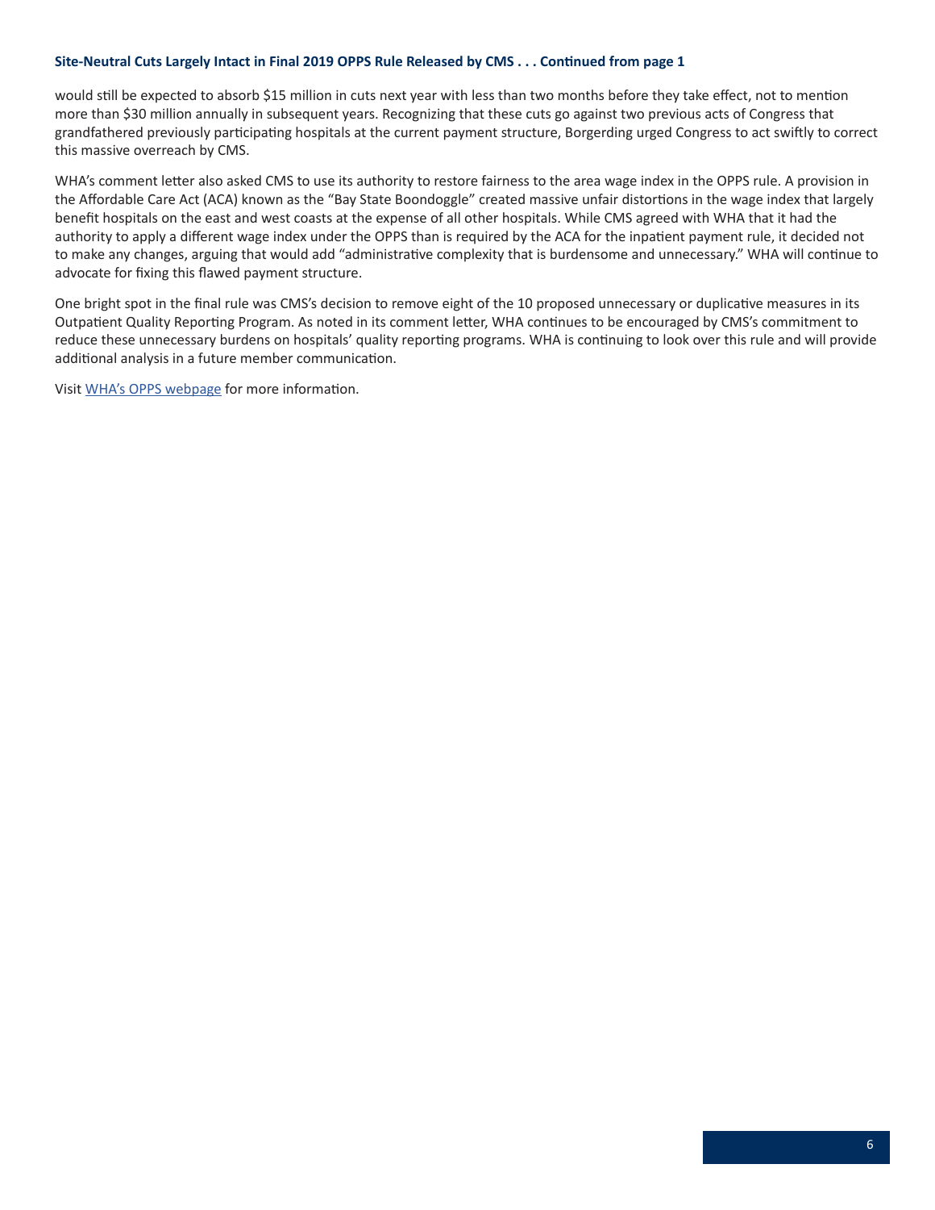**Site-Neutral Cuts Largely Intact in Final 2019 OPPS Rule Released by CMS . . . Continued from page 1**

would still be expected to absorb $15 million in cuts next year with less than two months before they take effect, not to mention more than $30 million annually in subsequent years. Recognizing that these cuts go against two previous acts of Congress that grandfathered previously participating hospitals at the current payment structure, Borgerding urged Congress to act swiftly to correct this massive overreach by CMS.

WHA's comment letter also asked CMS to use its authority to restore fairness to the area wage index in the OPPS rule. A provision in the Affordable Care Act (ACA) known as the "Bay State Boondoggle" created massive unfair distortions in the wage index that largely benefit hospitals on the east and west coasts at the expense of all other hospitals. While CMS agreed with WHA that it had the authority to apply a different wage index under the OPPS than is required by the ACA for the inpatient payment rule, it decided not to make any changes, arguing that would add "administrative complexity that is burdensome and unnecessary." WHA will continue to advocate for fixing this flawed payment structure.

One bright spot in the final rule was CMS's decision to remove eight of the 10 proposed unnecessary or duplicative measures in its Outpatient Quality Reporting Program. As noted in its comment letter, WHA continues to be encouraged by CMS's commitment to reduce these unnecessary burdens on hospitals' quality reporting programs. WHA is continuing to look over this rule and will provide additional analysis in a future member communication.

Visit WHA's OPPS webpage for more information.